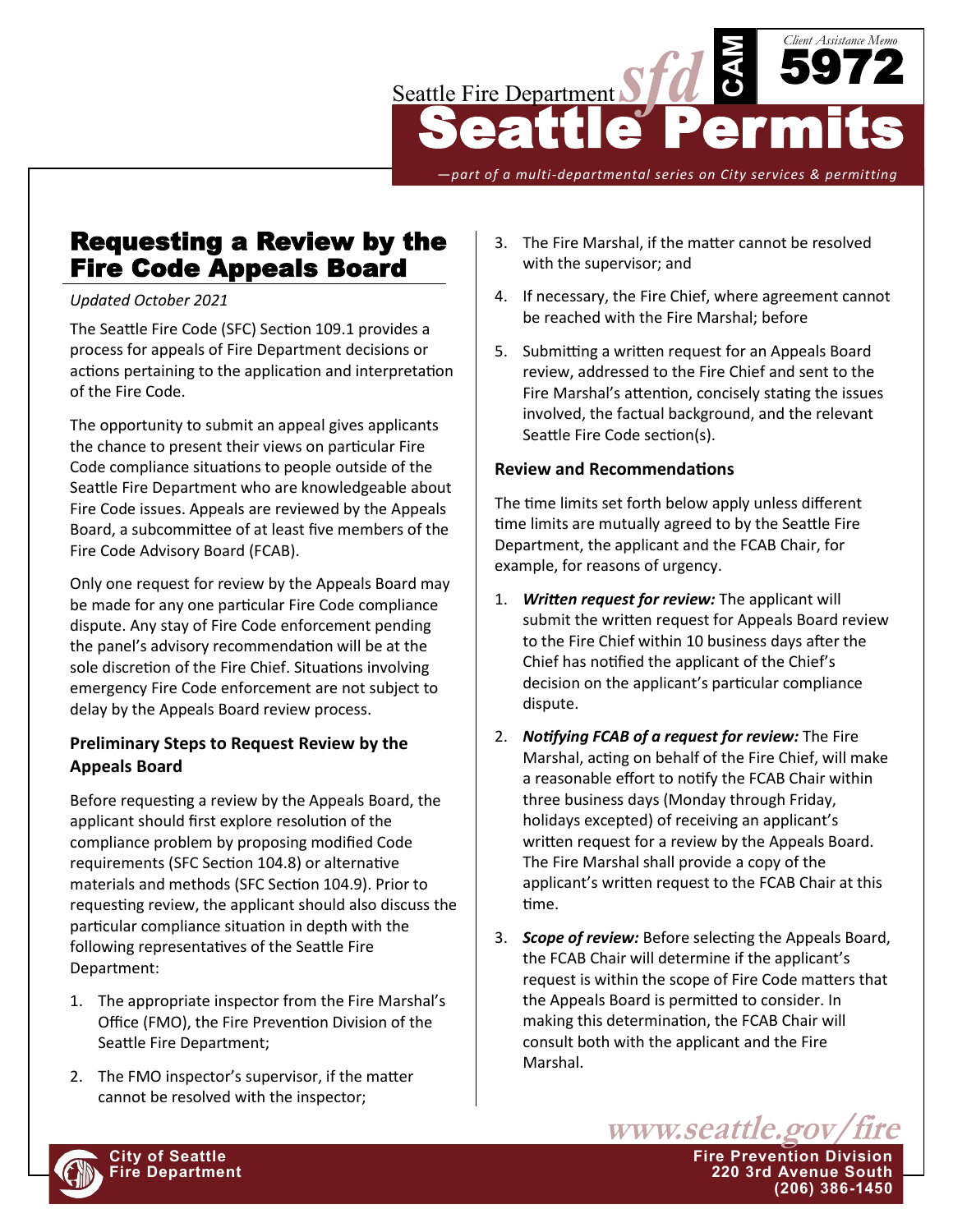Seattle Fire Department *sfd* CAM

*Client Assistance Memo*

**5972**

# Seattle Permits

*—part of a multi-departmental series on City services & permitting*

## Requesting a Review by the Fire Code Appeals Board

*Updated October 2021*

The Seattle Fire Code (SFC) Section 109.1 provides a process for appeals of Fire Department decisions or actions pertaining to the application and interpretation of the Fire Code.

The opportunity to submit an appeal gives applicants the chance to present their views on particular Fire Code compliance situations to people outside of the Seattle Fire Department who are knowledgeable about Fire Code issues. Appeals are reviewed by the Appeals Board, a subcommittee of at least five members of the Fire Code Advisory Board (FCAB).

Only one request for review by the Appeals Board may be made for any one particular Fire Code compliance dispute. Any stay of Fire Code enforcement pending the panel's advisory recommendation will be at the sole discretion of the Fire Chief. Situations involving emergency Fire Code enforcement are not subject to delay by the Appeals Board review process.

### Preliminary Steps to Request Review by the Appeals Board

Before requesting a review by the Appeals Board, the applicant should first explore resolution of the compliance problem by proposing modified Code requirements (SFC Section 104.8) or alternative materials and methods (SFC Section 104.9). Prior to requesting review, the applicant should also discuss the particular compliance situation in depth with the following representatives of the Seattle Fire Department:

1. The appropriate inspector from the Fire Marshal's Office (FMO), the Fire Prevention Division of the Seattle Fire Department;
2. The FMO inspector's supervisor, if the matter cannot be resolved with the inspector;
3. The Fire Marshal, if the matter cannot be resolved with the supervisor; and
4. If necessary, the Fire Chief, where agreement cannot be reached with the Fire Marshal; before
5. Submitting a written request for an Appeals Board review, addressed to the Fire Chief and sent to the Fire Marshal's attention, concisely stating the issues involved, the factual background, and the relevant Seattle Fire Code section(s).

### Review and Recommendations

The time limits set forth below apply unless different time limits are mutually agreed to by the Seattle Fire Department, the applicant and the FCAB Chair, for example, for reasons of urgency.

1. ***Written request for review:*** The applicant will submit the written request for Appeals Board review to the Fire Chief within 10 business days after the Chief has notified the applicant of the Chief's decision on the applicant's particular compliance dispute.
2. ***Notifying FCAB of a request for review:*** The Fire Marshal, acting on behalf of the Fire Chief, will make a reasonable effort to notify the FCAB Chair within three business days (Monday through Friday, holidays excepted) of receiving an applicant's written request for a review by the Appeals Board. The Fire Marshal shall provide a copy of the applicant's written request to the FCAB Chair at this time.
3. ***Scope of review:*** Before selecting the Appeals Board, the FCAB Chair will determine if the applicant's request is within the scope of Fire Code matters that the Appeals Board is permitted to consider. In making this determination, the FCAB Chair will consult both with the applicant and the Fire Marshal.

www.seattle.gov/fire

City of Seattle
Fire Department

Fire Prevention Division
220 3rd Avenue South
(206) 386-1450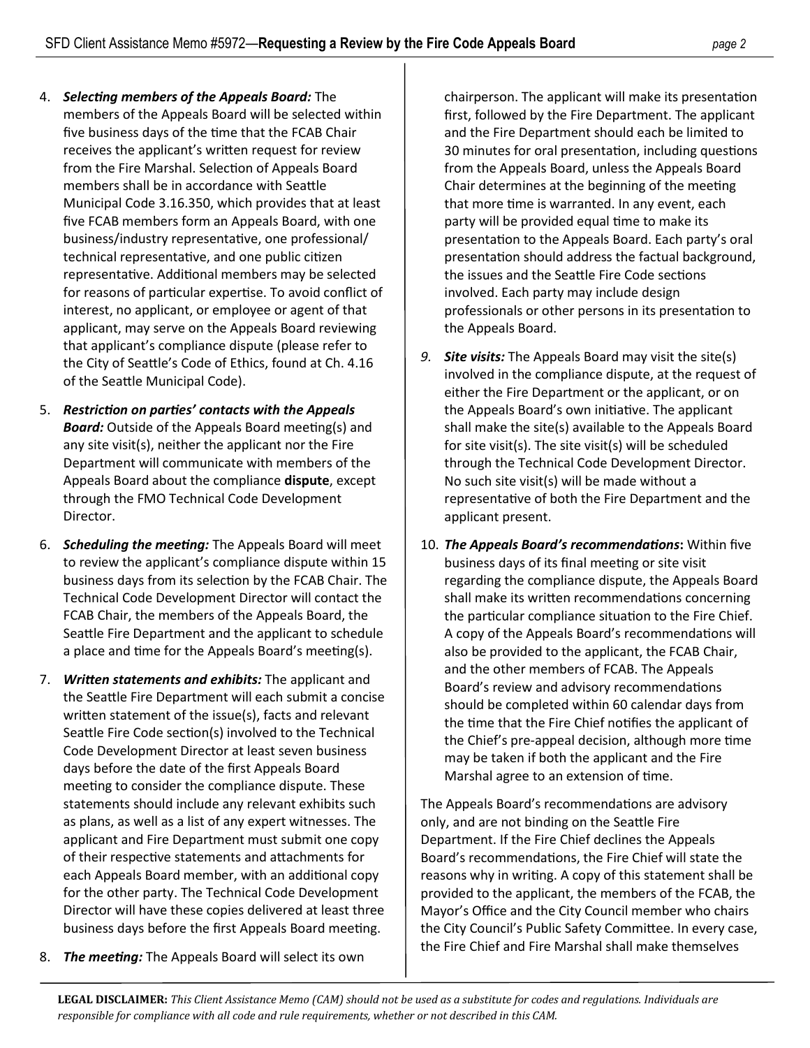4. ***Selecting members of the Appeals Board:*** The members of the Appeals Board will be selected within five business days of the time that the FCAB Chair receives the applicant's written request for review from the Fire Marshal. Selection of Appeals Board members shall be in accordance with Seattle Municipal Code 3.16.350, which provides that at least five FCAB members form an Appeals Board, with one business/industry representative, one professional/technical representative, and one public citizen representative. Additional members may be selected for reasons of particular expertise. To avoid conflict of interest, no applicant, or employee or agent of that applicant, may serve on the Appeals Board reviewing that applicant's compliance dispute (please refer to the City of Seattle's Code of Ethics, found at Ch. 4.16 of the Seattle Municipal Code).

5. ***Restriction on parties' contacts with the Appeals Board:*** Outside of the Appeals Board meeting(s) and any site visit(s), neither the applicant nor the Fire Department will communicate with members of the Appeals Board about the compliance **dispute**, except through the FMO Technical Code Development Director.

6. ***Scheduling the meeting:*** The Appeals Board will meet to review the applicant's compliance dispute within 15 business days from its selection by the FCAB Chair. The Technical Code Development Director will contact the FCAB Chair, the members of the Appeals Board, the Seattle Fire Department and the applicant to schedule a place and time for the Appeals Board's meeting(s).

7. ***Written statements and exhibits:*** The applicant and the Seattle Fire Department will each submit a concise written statement of the issue(s), facts and relevant Seattle Fire Code section(s) involved to the Technical Code Development Director at least seven business days before the date of the first Appeals Board meeting to consider the compliance dispute. These statements should include any relevant exhibits such as plans, as well as a list of any expert witnesses. The applicant and Fire Department must submit one copy of their respective statements and attachments for each Appeals Board member, with an additional copy for the other party. The Technical Code Development Director will have these copies delivered at least three business days before the first Appeals Board meeting.

8. ***The meeting:*** The Appeals Board will select its own chairperson. The applicant will make its presentation first, followed by the Fire Department. The applicant and the Fire Department should each be limited to 30 minutes for oral presentation, including questions from the Appeals Board, unless the Appeals Board Chair determines at the beginning of the meeting that more time is warranted. In any event, each party will be provided equal time to make its presentation to the Appeals Board. Each party's oral presentation should address the factual background, the issues and the Seattle Fire Code sections involved. Each party may include design professionals or other persons in its presentation to the Appeals Board.

9. ***Site visits:*** The Appeals Board may visit the site(s) involved in the compliance dispute, at the request of either the Fire Department or the applicant, or on the Appeals Board's own initiative. The applicant shall make the site(s) available to the Appeals Board for site visit(s). The site visit(s) will be scheduled through the Technical Code Development Director. No such site visit(s) will be made without a representative of both the Fire Department and the applicant present.

10. ***The Appeals Board's recommendations*:** Within five business days of its final meeting or site visit regarding the compliance dispute, the Appeals Board shall make its written recommendations concerning the particular compliance situation to the Fire Chief. A copy of the Appeals Board's recommendations will also be provided to the applicant, the FCAB Chair, and the other members of FCAB. The Appeals Board's review and advisory recommendations should be completed within 60 calendar days from the time that the Fire Chief notifies the applicant of the Chief's pre-appeal decision, although more time may be taken if both the applicant and the Fire Marshal agree to an extension of time.

The Appeals Board's recommendations are advisory only, and are not binding on the Seattle Fire Department. If the Fire Chief declines the Appeals Board's recommendations, the Fire Chief will state the reasons why in writing. A copy of this statement shall be provided to the applicant, the members of the FCAB, the Mayor's Office and the City Council member who chairs the City Council's Public Safety Committee. In every case, the Fire Chief and Fire Marshal shall make themselves

**LEGAL DISCLAIMER:** *This Client Assistance Memo (CAM) should not be used as a substitute for codes and regulations. Individuals are responsible for compliance with all code and rule requirements, whether or not described in this CAM.*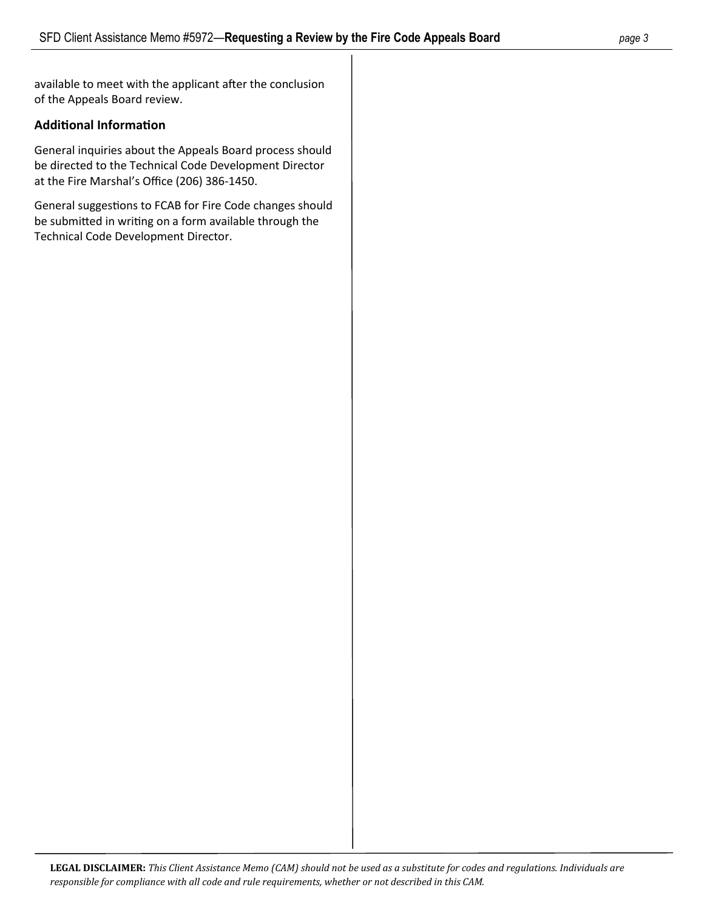available to meet with the applicant after the conclusion of the Appeals Board review.

### Additional Information

General inquiries about the Appeals Board process should be directed to the Technical Code Development Director at the Fire Marshal's Office (206) 386-1450.

General suggestions to FCAB for Fire Code changes should be submitted in writing on a form available through the Technical Code Development Director.

**LEGAL DISCLAIMER:** *This Client Assistance Memo (CAM) should not be used as a substitute for codes and regulations. Individuals are responsible for compliance with all code and rule requirements, whether or not described in this CAM.*